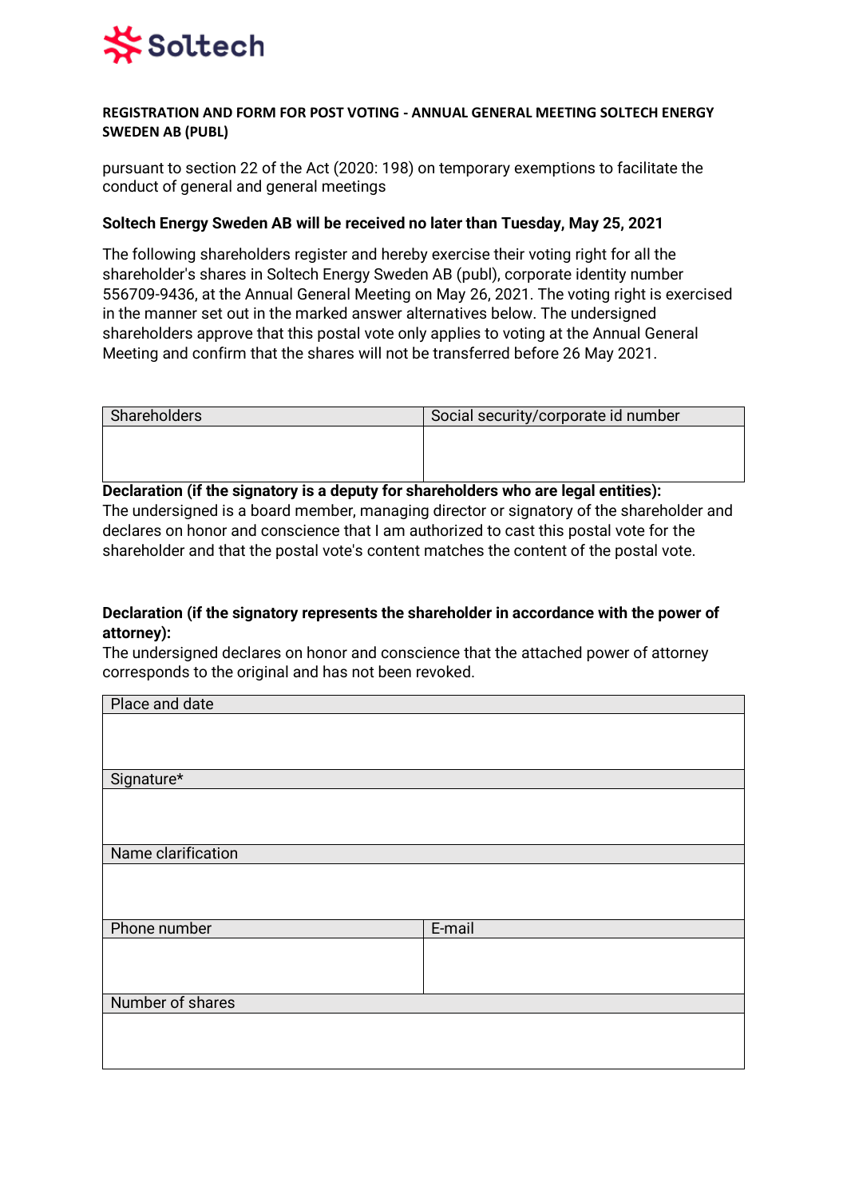Soltech

**REGISTRATION AND FORM FOR POST VOTING - ANNUAL GENERAL MEETING SOLTECH ENERGY SWEDEN AB (PUBL)**

pursuant to section 22 of the Act (2020: 198) on temporary exemptions to facilitate the conduct of general and general meetings

**Soltech Energy Sweden AB will be received no later than Tuesday, May 25, 2021**

The following shareholders register and hereby exercise their voting right for all the shareholder's shares in Soltech Energy Sweden AB (publ), corporate identity number 556709-9436, at the Annual General Meeting on May 26, 2021. The voting right is exercised in the manner set out in the marked answer alternatives below. The undersigned shareholders approve that this postal vote only applies to voting at the Annual General Meeting and confirm that the shares will not be transferred before 26 May 2021.

| Shareholders | Social security/corporate id number |
|---|---|
| | |

**Declaration (if the signatory is a deputy for shareholders who are legal entities):**
The undersigned is a board member, managing director or signatory of the shareholder and declares on honor and conscience that I am authorized to cast this postal vote for the shareholder and that the postal vote's content matches the content of the postal vote.

**Declaration (if the signatory represents the shareholder in accordance with the power of attorney):**
The undersigned declares on honor and conscience that the attached power of attorney corresponds to the original and has not been revoked.

| Place and date | |
|---|---|
| | |
| Signature* | |
| | |
| Name clarification | |
| | |
| Phone number | E-mail |
| | |
| Number of shares | |
| | |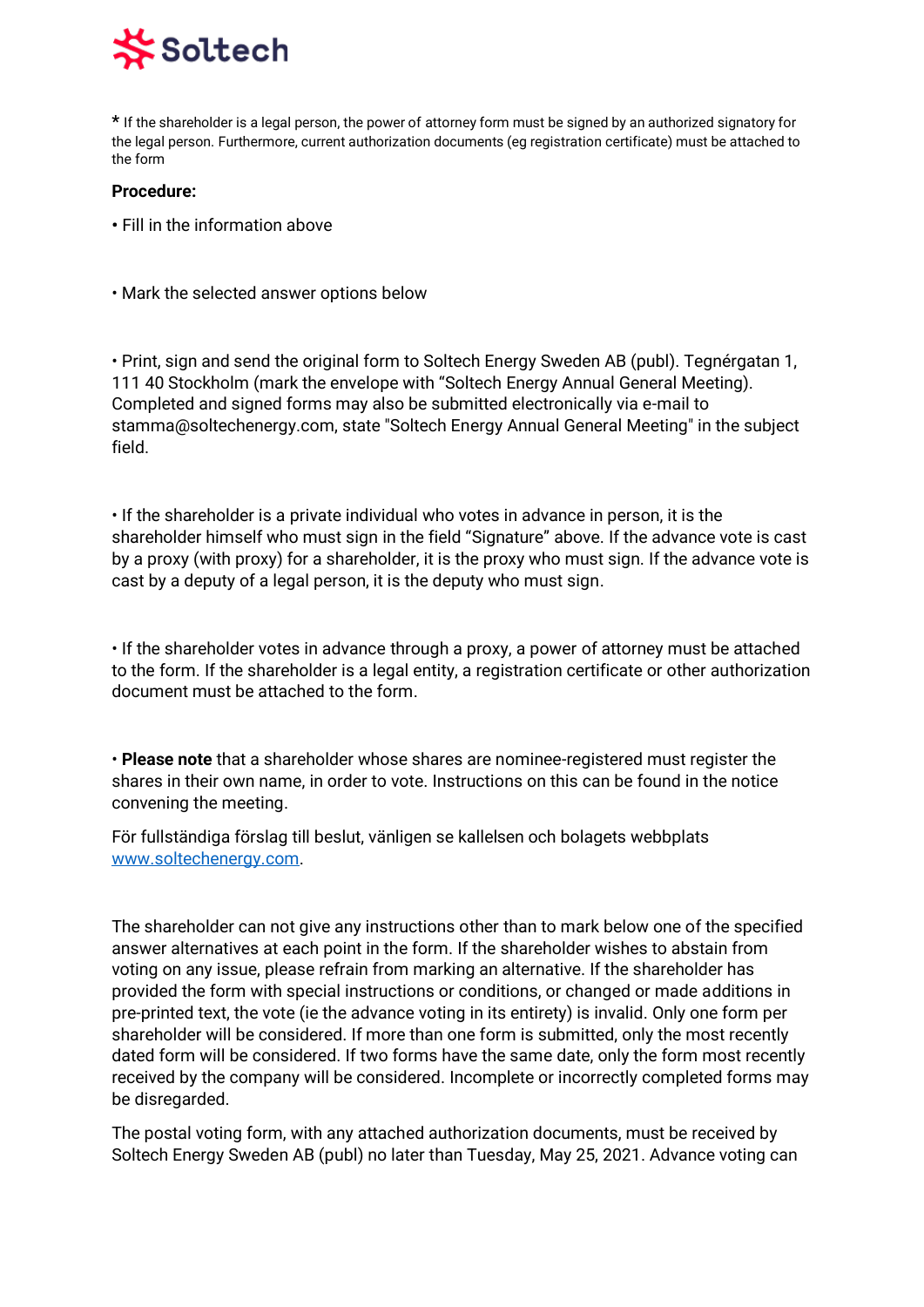\* If the shareholder is a legal person, the power of attorney form must be signed by an authorized signatory for the legal person. Furthermore, current authorization documents (eg registration certificate) must be attached to the form

**Procedure:**

- Fill in the information above

- Mark the selected answer options below

- Print, sign and send the original form to Soltech Energy Sweden AB (publ). Tegnérgatan 1, 111 40 Stockholm (mark the envelope with "Soltech Energy Annual General Meeting). Completed and signed forms may also be submitted electronically via e-mail to stamma@soltechenergy.com, state "Soltech Energy Annual General Meeting" in the subject field.

- If the shareholder is a private individual who votes in advance in person, it is the shareholder himself who must sign in the field "Signature" above. If the advance vote is cast by a proxy (with proxy) for a shareholder, it is the proxy who must sign. If the advance vote is cast by a deputy of a legal person, it is the deputy who must sign.

- If the shareholder votes in advance through a proxy, a power of attorney must be attached to the form. If the shareholder is a legal entity, a registration certificate or other authorization document must be attached to the form.

- **Please note** that a shareholder whose shares are nominee-registered must register the shares in their own name, in order to vote. Instructions on this can be found in the notice convening the meeting.

För fullständiga förslag till beslut, vänligen se kallelsen och bolagets webbplats [www.soltechenergy.com](http://www.soltechenergy.com).

The shareholder can not give any instructions other than to mark below one of the specified answer alternatives at each point in the form. If the shareholder wishes to abstain from voting on any issue, please refrain from marking an alternative. If the shareholder has provided the form with special instructions or conditions, or changed or made additions in pre-printed text, the vote (ie the advance voting in its entirety) is invalid. Only one form per shareholder will be considered. If more than one form is submitted, only the most recently dated form will be considered. If two forms have the same date, only the form most recently received by the company will be considered. Incomplete or incorrectly completed forms may be disregarded.

The postal voting form, with any attached authorization documents, must be received by Soltech Energy Sweden AB (publ) no later than Tuesday, May 25, 2021. Advance voting can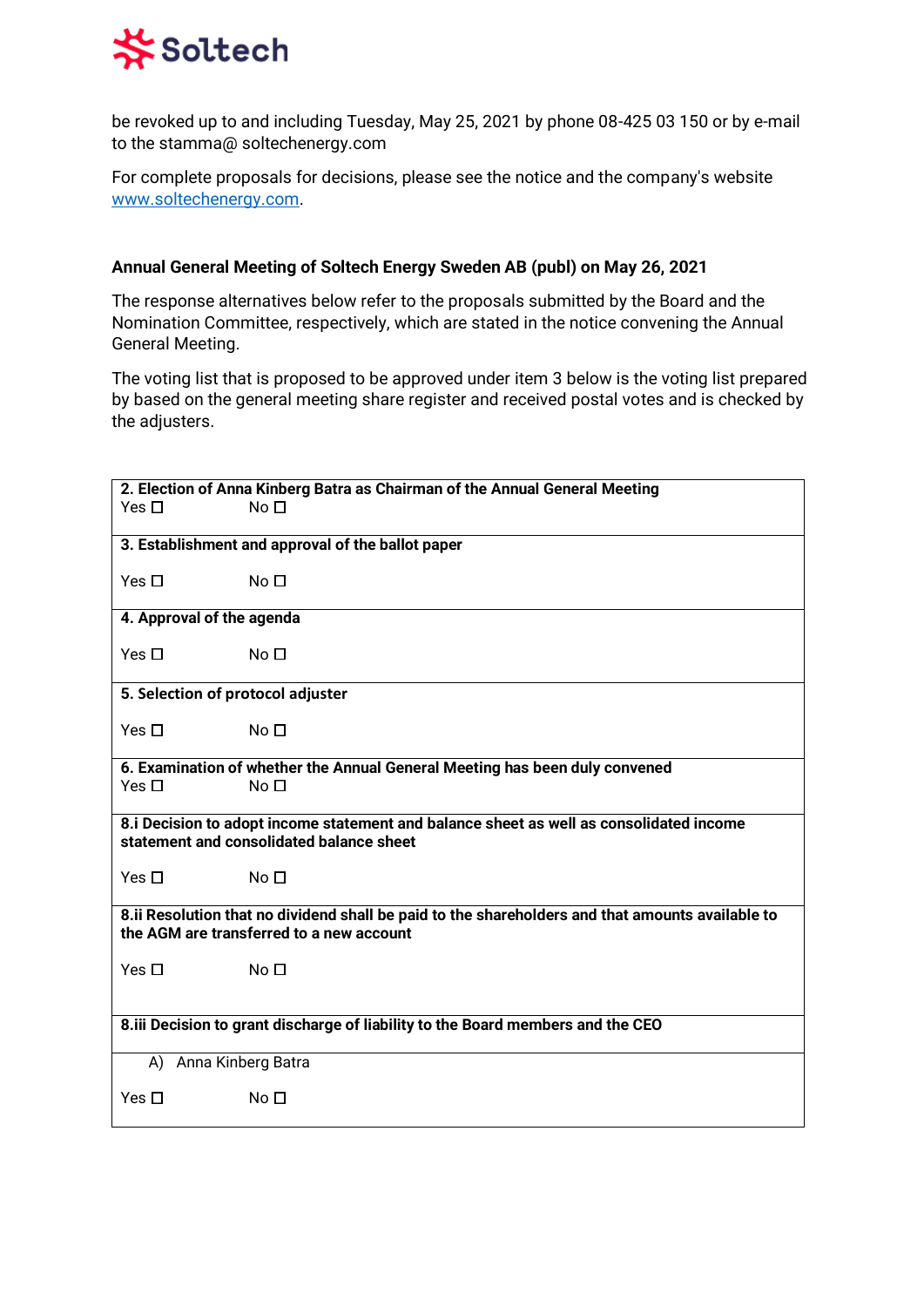be revoked up to and including Tuesday, May 25, 2021 by phone 08-425 03 150 or by e-mail to the stamma@ soltechenergy.com

For complete proposals for decisions, please see the notice and the company's website www.soltechenergy.com.

**Annual General Meeting of Soltech Energy Sweden AB (publ) on May 26, 2021**

The response alternatives below refer to the proposals submitted by the Board and the Nomination Committee, respectively, which are stated in the notice convening the Annual General Meeting.

The voting list that is proposed to be approved under item 3 below is the voting list prepared by based on the general meeting share register and received postal votes and is checked by the adjusters.

| **2. Election of Anna Kinberg Batra as Chairman of the Annual General Meeting** |
|---|
| Yes ☐ No ☐ |
| **3. Establishment and approval of the ballot paper** |
| Yes ☐ No ☐ |
| **4. Approval of the agenda** |
| Yes ☐ No ☐ |
| **5. Selection of protocol adjuster** |
| Yes ☐ No ☐ |
| **6. Examination of whether the Annual General Meeting has been duly convened** |
| Yes ☐ No ☐ |
| **8.i Decision to adopt income statement and balance sheet as well as consolidated income statement and consolidated balance sheet** |
| Yes ☐ No ☐ |
| **8.ii Resolution that no dividend shall be paid to the shareholders and that amounts available to the AGM are transferred to a new account** |
| Yes ☐ No ☐ |
| **8.iii Decision to grant discharge of liability to the Board members and the CEO** |
| A) Anna Kinberg Batra |
| Yes ☐ No ☐ |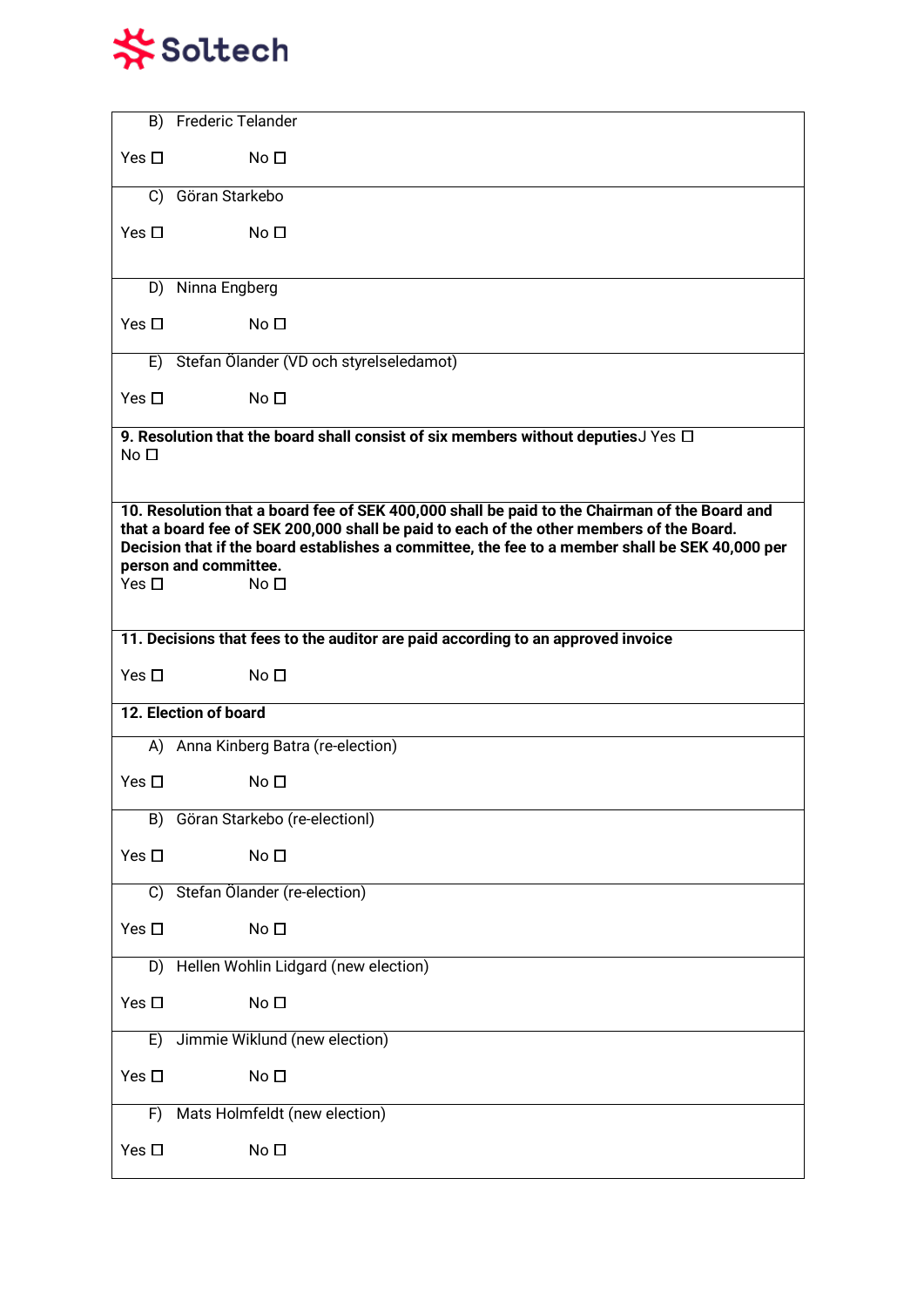B) Frederic Telander

Yes ☐ No ☐

C) Göran Starkebo

Yes ☐ No ☐

D) Ninna Engberg

Yes ☐ No ☐

E) Stefan Ölander (VD och styrelseledamot)

Yes ☐ No ☐

**9. Resolution that the board shall consist of six members without deputies**J Yes ☐ No ☐

**10. Resolution that a board fee of SEK 400,000 shall be paid to the Chairman of the Board and that a board fee of SEK 200,000 shall be paid to each of the other members of the Board. Decision that if the board establishes a committee, the fee to a member shall be SEK 40,000 per person and committee.**

Yes ☐ No ☐

**11. Decisions that fees to the auditor are paid according to an approved invoice**

Yes ☐ No ☐

**12. Election of board**

A) Anna Kinberg Batra (re-election)

Yes ☐ No ☐

B) Göran Starkebo (re-electionl)

Yes ☐ No ☐

C) Stefan Ölander (re-election)

Yes ☐ No ☐

D) Hellen Wohlin Lidgard (new election)

Yes ☐ No ☐

E) Jimmie Wiklund (new election)

Yes ☐ No ☐

F) Mats Holmfeldt (new election)

Yes ☐ No ☐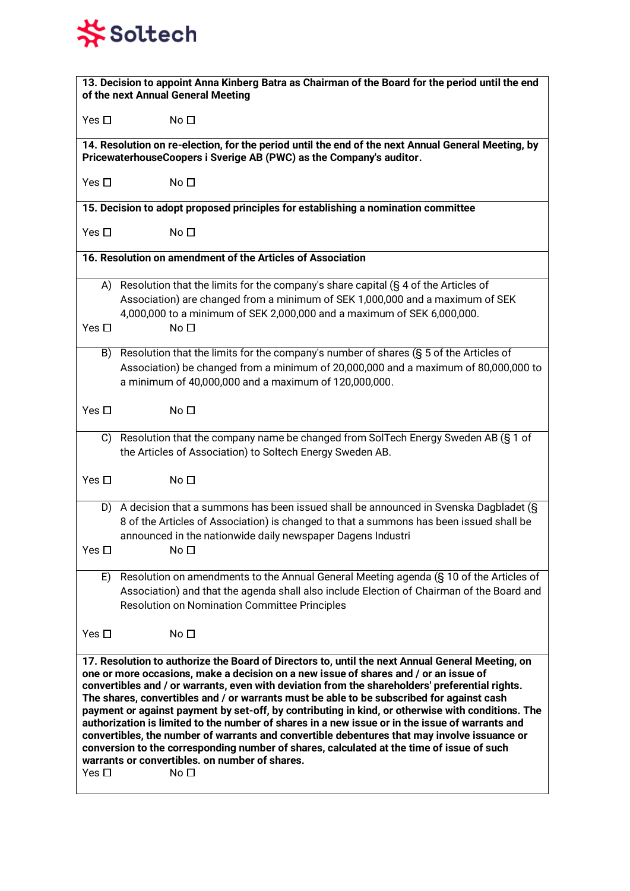**13. Decision to appoint Anna Kinberg Batra as Chairman of the Board for the period until the end of the next Annual General Meeting**

Yes ☐ No ☐

**14. Resolution on re-election, for the period until the end of the next Annual General Meeting, by PricewaterhouseCoopers i Sverige AB (PWC) as the Company's auditor.**

Yes ☐ No ☐

**15. Decision to adopt proposed principles for establishing a nomination committee**

Yes ☐ No ☐

**16. Resolution on amendment of the Articles of Association**

A) Resolution that the limits for the company's share capital (§ 4 of the Articles of Association) are changed from a minimum of SEK 1,000,000 and a maximum of SEK 4,000,000 to a minimum of SEK 2,000,000 and a maximum of SEK 6,000,000.

Yes ☐ No ☐

B) Resolution that the limits for the company's number of shares (§ 5 of the Articles of Association) be changed from a minimum of 20,000,000 and a maximum of 80,000,000 to a minimum of 40,000,000 and a maximum of 120,000,000.

Yes ☐ No ☐

C) Resolution that the company name be changed from SolTech Energy Sweden AB (§ 1 of the Articles of Association) to Soltech Energy Sweden AB.

Yes ☐ No ☐

D) A decision that a summons has been issued shall be announced in Svenska Dagbladet (§ 8 of the Articles of Association) is changed to that a summons has been issued shall be announced in the nationwide daily newspaper Dagens Industri

Yes ☐ No ☐

E) Resolution on amendments to the Annual General Meeting agenda (§ 10 of the Articles of Association) and that the agenda shall also include Election of Chairman of the Board and Resolution on Nomination Committee Principles

Yes ☐ No ☐

**17. Resolution to authorize the Board of Directors to, until the next Annual General Meeting, on one or more occasions, make a decision on a new issue of shares and / or an issue of convertibles and / or warrants, even with deviation from the shareholders' preferential rights. The shares, convertibles and / or warrants must be able to be subscribed for against cash payment or against payment by set-off, by contributing in kind, or otherwise with conditions. The authorization is limited to the number of shares in a new issue or in the issue of warrants and convertibles, the number of warrants and convertible debentures that may involve issuance or conversion to the corresponding number of shares, calculated at the time of issue of such warrants or convertibles. on number of shares.**

Yes ☐ No ☐